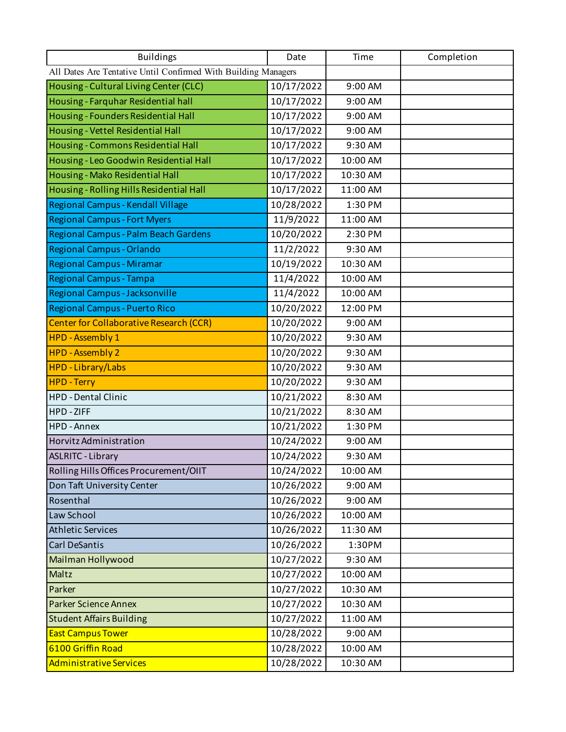| Buildings | Date | Time | Completion |
|---|---|---|---|
| All Dates Are Tentative Until Confirmed With Building Managers | | | |
| Housing - Cultural Living Center (CLC) | 10/17/2022 | 9:00 AM | |
| Housing - Farquhar Residential hall | 10/17/2022 | 9:00 AM | |
| Housing - Founders Residential Hall | 10/17/2022 | 9:00 AM | |
| Housing - Vettel Residential Hall | 10/17/2022 | 9:00 AM | |
| Housing - Commons Residential Hall | 10/17/2022 | 9:30 AM | |
| Housing - Leo Goodwin Residential Hall | 10/17/2022 | 10:00 AM | |
| Housing - Mako Residential Hall | 10/17/2022 | 10:30 AM | |
| Housing - Rolling Hills Residential Hall | 10/17/2022 | 11:00 AM | |
| Regional Campus - Kendall Village | 10/28/2022 | 1:30 PM | |
| Regional Campus - Fort Myers | 11/9/2022 | 11:00 AM | |
| Regional Campus - Palm Beach Gardens | 10/20/2022 | 2:30 PM | |
| Regional Campus - Orlando | 11/2/2022 | 9:30 AM | |
| Regional Campus - Miramar | 10/19/2022 | 10:30 AM | |
| Regional Campus - Tampa | 11/4/2022 | 10:00 AM | |
| Regional Campus - Jacksonville | 11/4/2022 | 10:00 AM | |
| Regional Campus - Puerto Rico | 10/20/2022 | 12:00 PM | |
| Center for Collaborative Research (CCR) | 10/20/2022 | 9:00 AM | |
| HPD - Assembly 1 | 10/20/2022 | 9:30 AM | |
| HPD - Assembly 2 | 10/20/2022 | 9:30 AM | |
| HPD - Library/Labs | 10/20/2022 | 9:30 AM | |
| HPD - Terry | 10/20/2022 | 9:30 AM | |
| HPD - Dental Clinic | 10/21/2022 | 8:30 AM | |
| HPD - ZIFF | 10/21/2022 | 8:30 AM | |
| HPD - Annex | 10/21/2022 | 1:30 PM | |
| Horvitz Administration | 10/24/2022 | 9:00 AM | |
| ASLRITC - Library | 10/24/2022 | 9:30 AM | |
| Rolling Hills Offices Procurement/OIIT | 10/24/2022 | 10:00 AM | |
| Don Taft University Center | 10/26/2022 | 9:00 AM | |
| Rosenthal | 10/26/2022 | 9:00 AM | |
| Law School | 10/26/2022 | 10:00 AM | |
| Athletic Services | 10/26/2022 | 11:30 AM | |
| Carl DeSantis | 10/26/2022 | 1:30PM | |
| Mailman Hollywood | 10/27/2022 | 9:30 AM | |
| Maltz | 10/27/2022 | 10:00 AM | |
| Parker | 10/27/2022 | 10:30 AM | |
| Parker Science Annex | 10/27/2022 | 10:30 AM | |
| Student Affairs Building | 10/27/2022 | 11:00 AM | |
| East Campus Tower | 10/28/2022 | 9:00 AM | |
| 6100 Griffin Road | 10/28/2022 | 10:00 AM | |
| Administrative Services | 10/28/2022 | 10:30 AM | |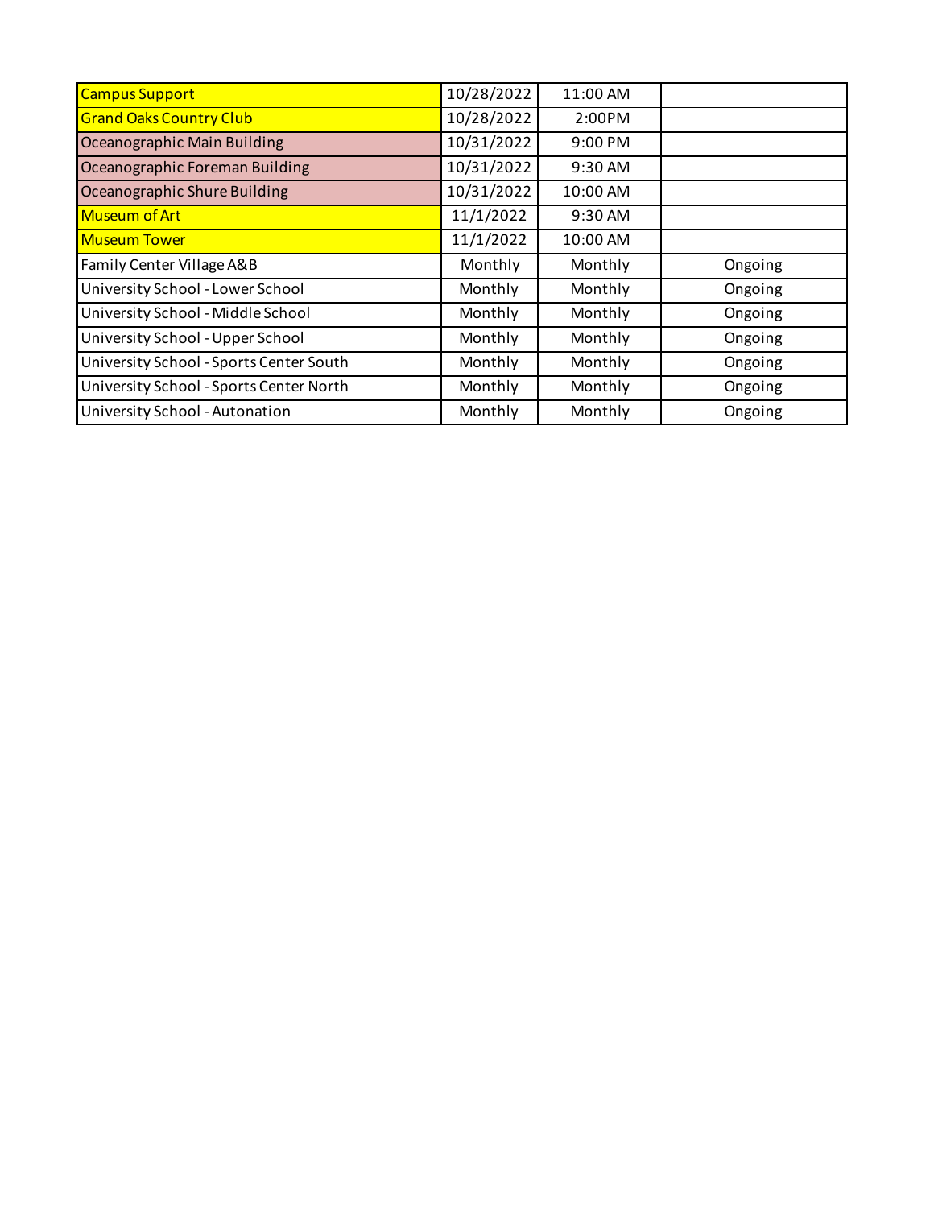| | | | |
|---|---|---|---|
| Campus Support | 10/28/2022 | 11:00 AM | |
| Grand Oaks Country Club | 10/28/2022 | 2:00PM | |
| Oceanographic Main Building | 10/31/2022 | 9:00 PM | |
| Oceanographic Foreman Building | 10/31/2022 | 9:30 AM | |
| Oceanographic Shure Building | 10/31/2022 | 10:00 AM | |
| Museum of Art | 11/1/2022 | 9:30 AM | |
| Museum Tower | 11/1/2022 | 10:00 AM | |
| Family Center Village A&B | Monthly | Monthly | Ongoing |
| University School - Lower School | Monthly | Monthly | Ongoing |
| University School - Middle School | Monthly | Monthly | Ongoing |
| University School - Upper School | Monthly | Monthly | Ongoing |
| University School - Sports Center South | Monthly | Monthly | Ongoing |
| University School - Sports Center North | Monthly | Monthly | Ongoing |
| University School - Autonation | Monthly | Monthly | Ongoing |